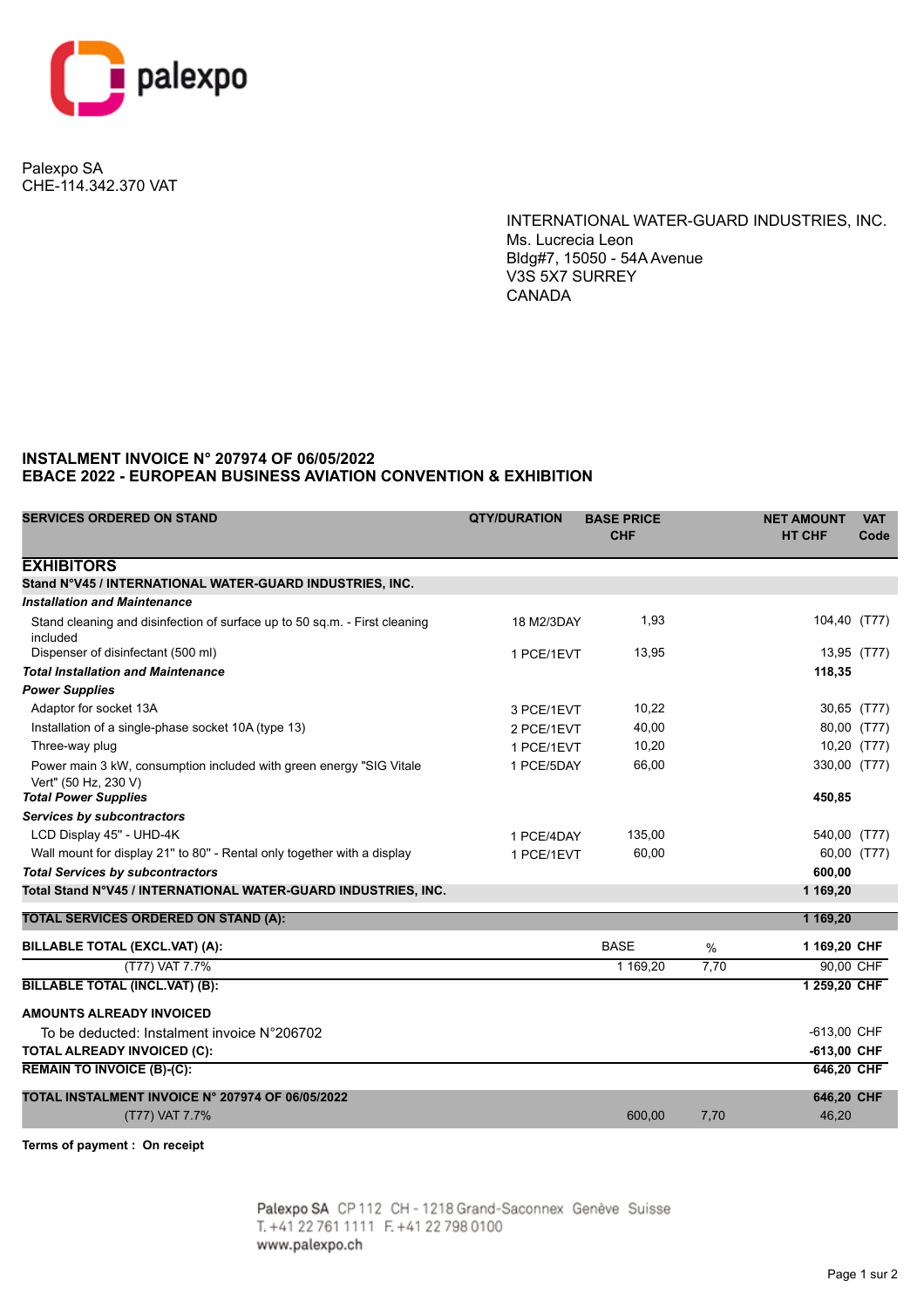Palexpo SA
CHE-114.342.370 VAT

INTERNATIONAL WATER-GUARD INDUSTRIES, INC.
Ms. Lucrecia Leon
Bldg#7, 15050 - 54A Avenue
V3S 5X7 SURREY
CANADA

**INSTALMENT INVOICE N° 207974 OF 06/05/2022**
**EBACE 2022 - EUROPEAN BUSINESS AVIATION CONVENTION & EXHIBITION**

| SERVICES ORDERED ON STAND | QTY/DURATION | BASE PRICE CHF | | NET AMOUNT HT CHF | VAT Code |
|---|---|---|---|---|---|
| **EXHIBITORS** | | | | | |
| **Stand N°V45 / INTERNATIONAL WATER-GUARD INDUSTRIES, INC.** | | | | | |
| ***Installation and Maintenance*** | | | | | |
| Stand cleaning and disinfection of surface up to 50 sq.m. - First cleaning included | 18 M2/3DAY | 1,93 | | 104,40 | (T77) |
| Dispenser of disinfectant (500 ml) | 1 PCE/1EVT | 13,95 | | 13,95 | (T77) |
| ***Total Installation and Maintenance*** | | | | **118,35** | |
| ***Power Supplies*** | | | | | |
| Adaptor for socket 13A | 3 PCE/1EVT | 10,22 | | 30,65 | (T77) |
| Installation of a single-phase socket 10A (type 13) | 2 PCE/1EVT | 40,00 | | 80,00 | (T77) |
| Three-way plug | 1 PCE/1EVT | 10,20 | | 10,20 | (T77) |
| Power main 3 kW, consumption included with green energy "SIG Vitale Vert" (50 Hz, 230 V) | 1 PCE/5DAY | 66,00 | | 330,00 | (T77) |
| ***Total Power Supplies*** | | | | **450,85** | |
| ***Services by subcontractors*** | | | | | |
| LCD Display 45" - UHD-4K | 1 PCE/4DAY | 135,00 | | 540,00 | (T77) |
| Wall mount for display 21" to 80" - Rental only together with a display | 1 PCE/1EVT | 60,00 | | 60,00 | (T77) |
| ***Total Services by subcontractors*** | | | | **600,00** | |
| **Total Stand N°V45 / INTERNATIONAL WATER-GUARD INDUSTRIES, INC.** | | | | **1 169,20** | |
| **TOTAL SERVICES ORDERED ON STAND (A):** | | | | **1 169,20** | |
| **BILLABLE TOTAL (EXCL.VAT) (A):** | | BASE | % | **1 169,20 CHF** | |
| (T77) VAT 7.7% | | 1 169,20 | 7,70 | 90,00 CHF | |
| **BILLABLE TOTAL (INCL.VAT) (B):** | | | | **1 259,20 CHF** | |
| **AMOUNTS ALREADY INVOICED** | | | | | |
| To be deducted: Instalment invoice N°206702 | | | | -613,00 CHF | |
| **TOTAL ALREADY INVOICED (C):** | | | | **-613,00 CHF** | |
| **REMAIN TO INVOICE (B)-(C):** | | | | **646,20 CHF** | |
| **TOTAL INSTALMENT INVOICE N° 207974 OF 06/05/2022** | | | | **646,20 CHF** | |
| (T77) VAT 7.7% | | 600,00 | 7,70 | 46,20 | |

**Terms of payment : On receipt**

Palexpo SA CP 112 CH - 1218 Grand-Saconnex Genève Suisse
T. +41 22 761 1111 F. +41 22 798 0100
www.palexpo.ch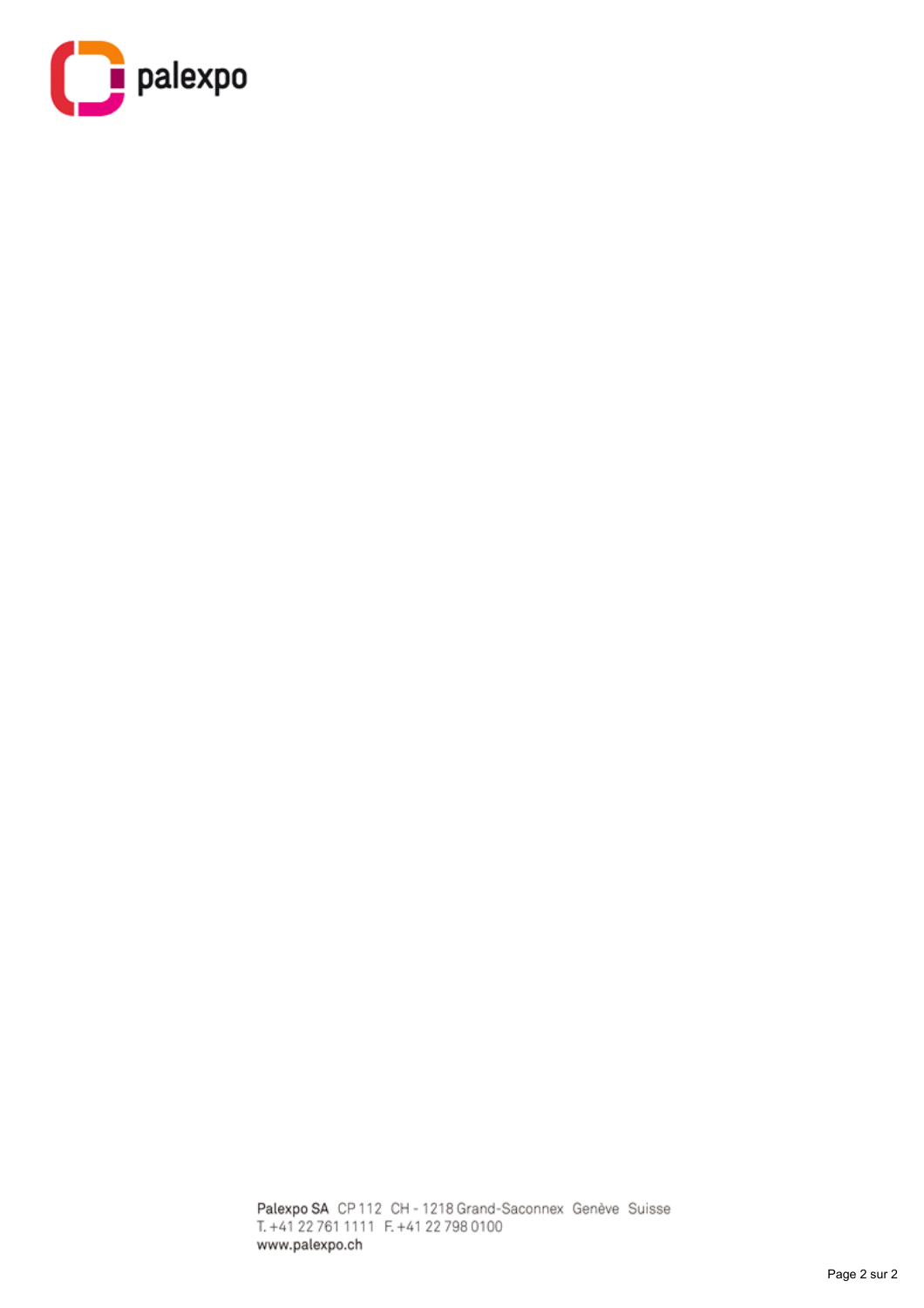palexpo

Palexpo SA CP 112 CH - 1218 Grand-Saconnex Genève Suisse
T. +41 22 761 1111 F. +41 22 798 0100
www.palexpo.ch